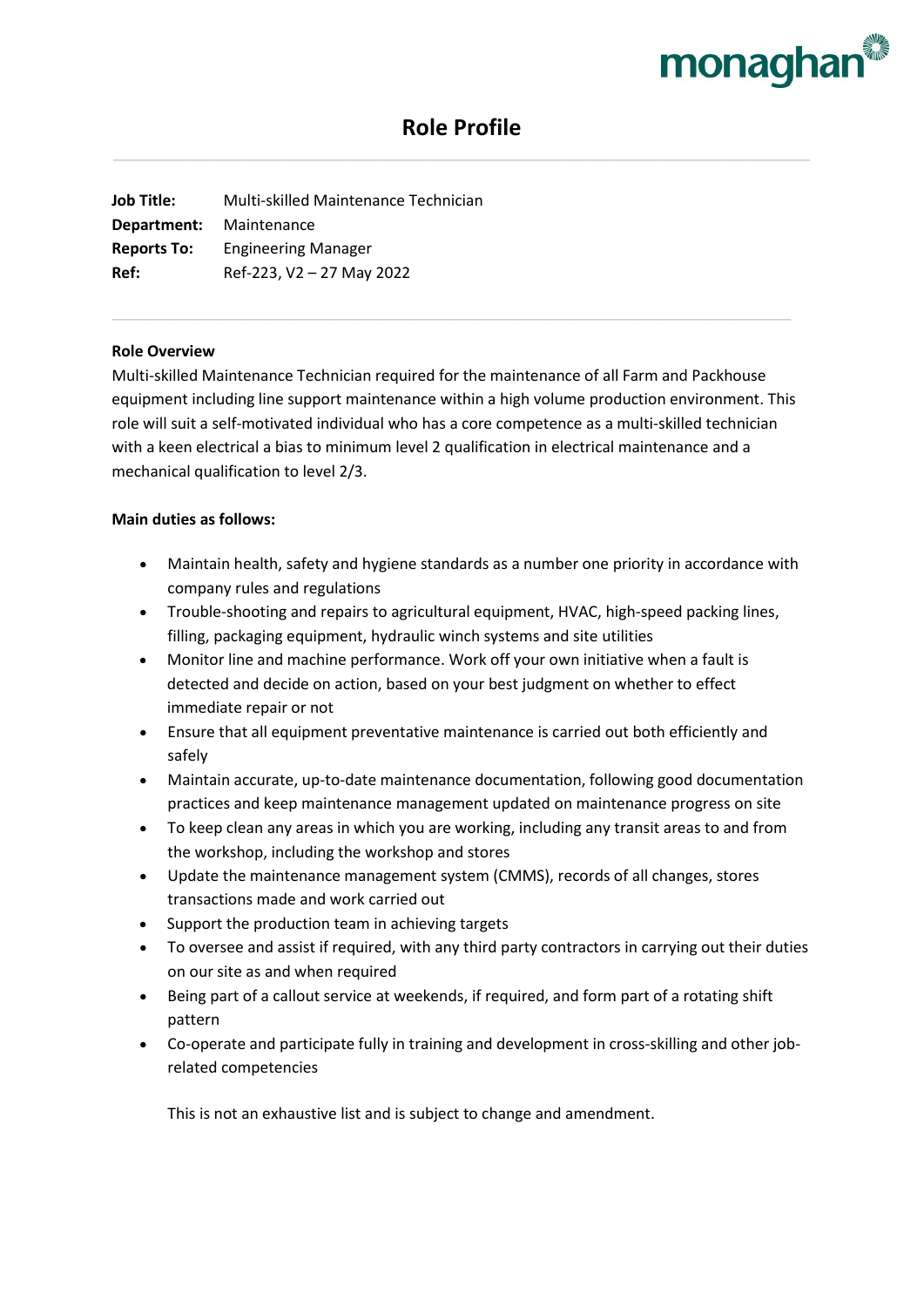# Role Profile

**Job Title:** Multi-skilled Maintenance Technician
**Department:** Maintenance
**Reports To:** Engineering Manager
**Ref:** Ref-223, V2 – 27 May 2022

---

**Role Overview**

Multi-skilled Maintenance Technician required for the maintenance of all Farm and Packhouse equipment including line support maintenance within a high volume production environment. This role will suit a self-motivated individual who has a core competence as a multi-skilled technician with a keen electrical a bias to minimum level 2 qualification in electrical maintenance and a mechanical qualification to level 2/3.

**Main duties as follows:**

- Maintain health, safety and hygiene standards as a number one priority in accordance with company rules and regulations
- Trouble-shooting and repairs to agricultural equipment, HVAC, high-speed packing lines, filling, packaging equipment, hydraulic winch systems and site utilities
- Monitor line and machine performance. Work off your own initiative when a fault is detected and decide on action, based on your best judgment on whether to effect immediate repair or not
- Ensure that all equipment preventative maintenance is carried out both efficiently and safely
- Maintain accurate, up-to-date maintenance documentation, following good documentation practices and keep maintenance management updated on maintenance progress on site
- To keep clean any areas in which you are working, including any transit areas to and from the workshop, including the workshop and stores
- Update the maintenance management system (CMMS), records of all changes, stores transactions made and work carried out
- Support the production team in achieving targets
- To oversee and assist if required, with any third party contractors in carrying out their duties on our site as and when required
- Being part of a callout service at weekends, if required, and form part of a rotating shift pattern
- Co-operate and participate fully in training and development in cross-skilling and other job-related competencies

This is not an exhaustive list and is subject to change and amendment.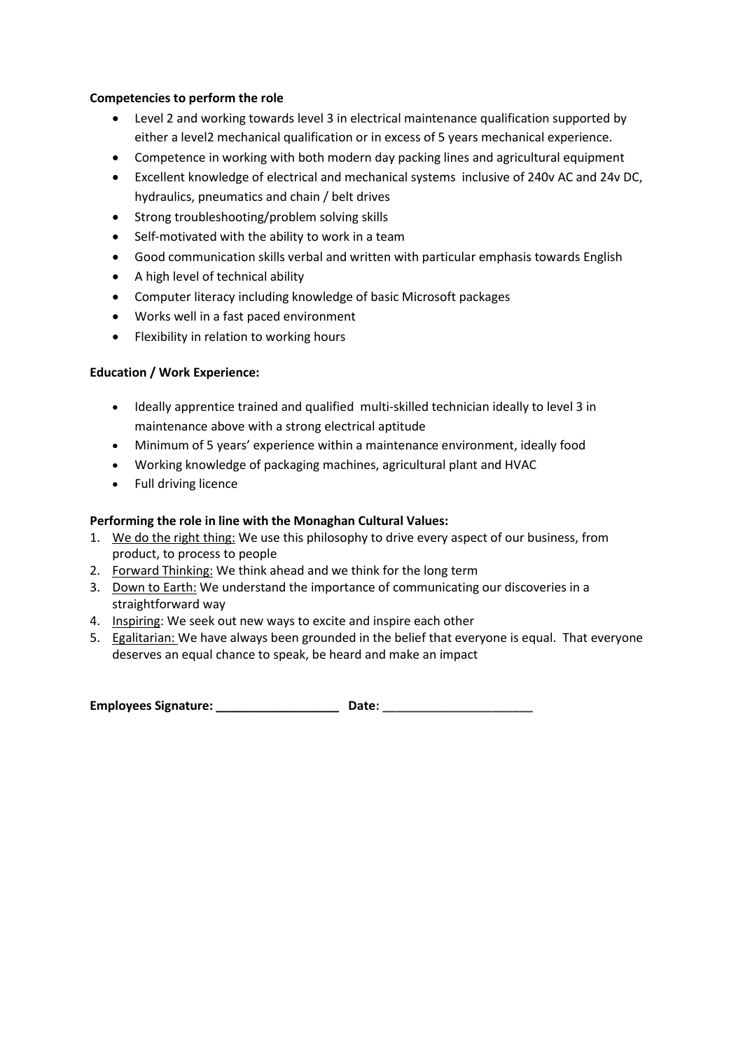**Competencies to perform the role**

- Level 2 and working towards level 3 in electrical maintenance qualification supported by either a level2 mechanical qualification or in excess of 5 years mechanical experience.
- Competence in working with both modern day packing lines and agricultural equipment
- Excellent knowledge of electrical and mechanical systems inclusive of 240v AC and 24v DC, hydraulics, pneumatics and chain / belt drives
- Strong troubleshooting/problem solving skills
- Self-motivated with the ability to work in a team
- Good communication skills verbal and written with particular emphasis towards English
- A high level of technical ability
- Computer literacy including knowledge of basic Microsoft packages
- Works well in a fast paced environment
- Flexibility in relation to working hours

**Education / Work Experience:**

- Ideally apprentice trained and qualified multi-skilled technician ideally to level 3 in maintenance above with a strong electrical aptitude
- Minimum of 5 years' experience within a maintenance environment, ideally food
- Working knowledge of packaging machines, agricultural plant and HVAC
- Full driving licence

**Performing the role in line with the Monaghan Cultural Values:**

1. <u>We do the right thing:</u> We use this philosophy to drive every aspect of our business, from product, to process to people
2. <u>Forward Thinking:</u> We think ahead and we think for the long term
3. <u>Down to Earth:</u> We understand the importance of communicating our discoveries in a straightforward way
4. <u>Inspiring</u>: We seek out new ways to excite and inspire each other
5. <u>Egalitarian:</u> We have always been grounded in the belief that everyone is equal. That everyone deserves an equal chance to speak, be heard and make an impact

**Employees Signature:** __________________ **Date:** ______________________